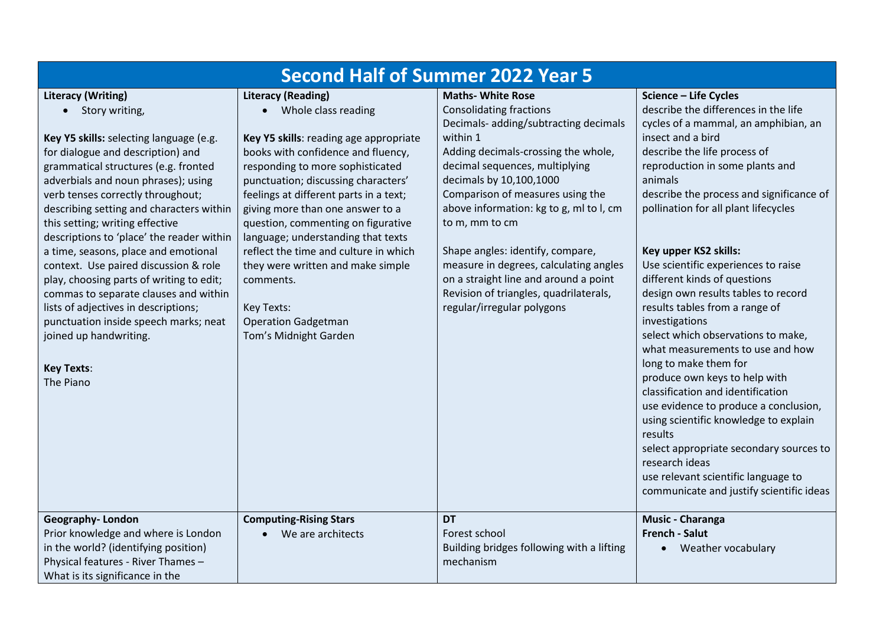# Second Half of Summer 2022 Year 5

| **Literacy (Writing)** | **Literacy (Reading)** | **Maths- White Rose** | **Science – Life Cycles** |
|---|---|---|---|
| • Story writing,<br><br>**Key Y5 skills:** selecting language (e.g. for dialogue and description) and grammatical structures (e.g. fronted adverbials and noun phrases); using verb tenses correctly throughout; describing setting and characters within this setting; writing effective descriptions to 'place' the reader within a time, seasons, place and emotional context. Use paired discussion & role play, choosing parts of writing to edit; commas to separate clauses and within lists of adjectives in descriptions; punctuation inside speech marks; neat joined up handwriting.<br><br>**Key Texts**:<br>The Piano | • Whole class reading<br><br>**Key Y5 skills**: reading age appropriate books with confidence and fluency, responding to more sophisticated punctuation; discussing characters' feelings at different parts in a text; giving more than one answer to a question, commenting on figurative language; understanding that texts reflect the time and culture in which they were written and make simple comments.<br><br>Key Texts:<br>Operation Gadgetman<br>Tom's Midnight Garden | Consolidating fractions<br>Decimals- adding/subtracting decimals within 1<br>Adding decimals-crossing the whole, decimal sequences, multiplying decimals by 10,100,1000<br>Comparison of measures using the above information: kg to g, ml to l, cm to m, mm to cm<br><br>Shape angles: identify, compare, measure in degrees, calculating angles on a straight line and around a point<br>Revision of triangles, quadrilaterals, regular/irregular polygons | describe the differences in the life cycles of a mammal, an amphibian, an insect and a bird<br>describe the life process of reproduction in some plants and animals<br>describe the process and significance of pollination for all plant lifecycles<br><br>**Key upper KS2 skills:**<br>Use scientific experiences to raise different kinds of questions<br>design own results tables to record results tables from a range of investigations<br>select which observations to make, what measurements to use and how long to make them for<br>produce own keys to help with classification and identification<br>use evidence to produce a conclusion, using scientific knowledge to explain results<br>select appropriate secondary sources to research ideas<br>use relevant scientific language to communicate and justify scientific ideas |
| **Geography- London**<br>Prior knowledge and where is London in the world? (identifying position)<br>Physical features - River Thames – What is its significance in the | **Computing-Rising Stars**<br>• We are architects | **DT**<br>Forest school<br>Building bridges following with a lifting mechanism | **Music - Charanga**<br>**French - Salut**<br>• Weather vocabulary |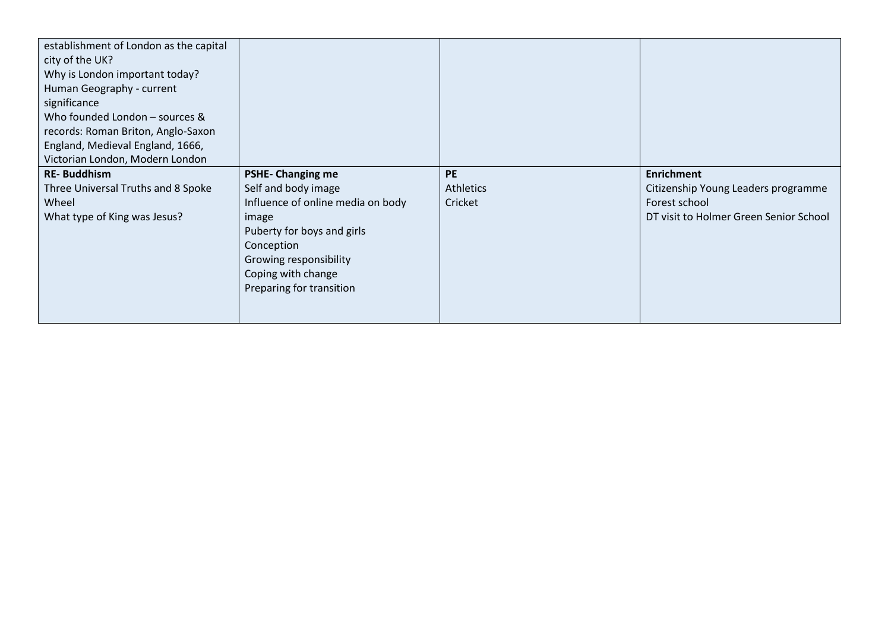| | | | |
|---|---|---|---|
| establishment of London as the capital city of the UK?<br>Why is London important today?<br>Human Geography - current significance<br>Who founded London – sources & records: Roman Briton, Anglo-Saxon England, Medieval England, 1666, Victorian London, Modern London | | | |
| **RE- Buddhism**<br>Three Universal Truths and 8 Spoke Wheel<br>What type of King was Jesus? | **PSHE- Changing me**<br>Self and body image<br>Influence of online media on body image<br>Puberty for boys and girls<br>Conception<br>Growing responsibility<br>Coping with change<br>Preparing for transition | **PE**<br>Athletics<br>Cricket | **Enrichment**<br>Citizenship Young Leaders programme<br>Forest school<br>DT visit to Holmer Green Senior School |